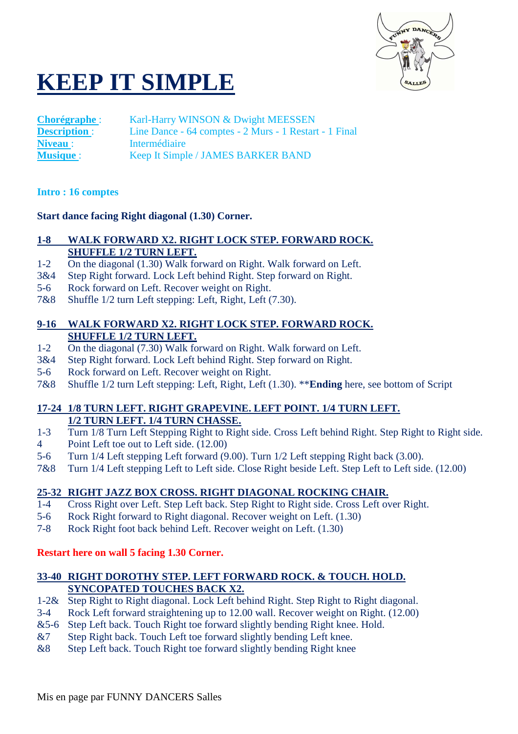# KEEP IT SIMPLE

| | |
|---|---|
| **Chorégraphe** : | Karl-Harry WINSON & Dwight MEESSEN |
| **Description** : | Line Dance - 64 comptes - 2 Murs - 1 Restart - 1 Final |
| **Niveau** : | Intermédiaire |
| **Musique** : | Keep It Simple / JAMES BARKER BAND |

**Intro : 16 comptes**

**Start dance facing Right diagonal (1.30) Corner.**

**1-8 WALK FORWARD X2. RIGHT LOCK STEP. FORWARD ROCK. SHUFFLE 1/2 TURN LEFT.**

- 1-2 On the diagonal (1.30) Walk forward on Right. Walk forward on Left.
- 3&4 Step Right forward. Lock Left behind Right. Step forward on Right.
- 5-6 Rock forward on Left. Recover weight on Right.
- 7&8 Shuffle 1/2 turn Left stepping: Left, Right, Left (7.30).

**9-16 WALK FORWARD X2. RIGHT LOCK STEP. FORWARD ROCK. SHUFFLE 1/2 TURN LEFT.**

- 1-2 On the diagonal (7.30) Walk forward on Right. Walk forward on Left.
- 3&4 Step Right forward. Lock Left behind Right. Step forward on Right.
- 5-6 Rock forward on Left. Recover weight on Right.
- 7&8 Shuffle 1/2 turn Left stepping: Left, Right, Left (1.30). ****Ending** here, see bottom of Script

**17-24 1/8 TURN LEFT. RIGHT GRAPEVINE. LEFT POINT. 1/4 TURN LEFT. 1/2 TURN LEFT. 1/4 TURN CHASSE.**

- 1-3 Turn 1/8 Turn Left Stepping Right to Right side. Cross Left behind Right. Step Right to Right side.
- 4 Point Left toe out to Left side. (12.00)
- 5-6 Turn 1/4 Left stepping Left forward (9.00). Turn 1/2 Left stepping Right back (3.00).
- 7&8 Turn 1/4 Left stepping Left to Left side. Close Right beside Left. Step Left to Left side. (12.00)

**25-32 RIGHT JAZZ BOX CROSS. RIGHT DIAGONAL ROCKING CHAIR.**

- 1-4 Cross Right over Left. Step Left back. Step Right to Right side. Cross Left over Right.
- 5-6 Rock Right forward to Right diagonal. Recover weight on Left. (1.30)
- 7-8 Rock Right foot back behind Left. Recover weight on Left. (1.30)

**Restart here on wall 5 facing 1.30 Corner.**

**33-40 RIGHT DOROTHY STEP. LEFT FORWARD ROCK. & TOUCH. HOLD. SYNCOPATED TOUCHES BACK X2.**

- 1-2& Step Right to Right diagonal. Lock Left behind Right. Step Right to Right diagonal.
- 3-4 Rock Left forward straightening up to 12.00 wall. Recover weight on Right. (12.00)
- &5-6 Step Left back. Touch Right toe forward slightly bending Right knee. Hold.
- &7 Step Right back. Touch Left toe forward slightly bending Left knee.
- &8 Step Left back. Touch Right toe forward slightly bending Right knee

Mis en page par FUNNY DANCERS Salles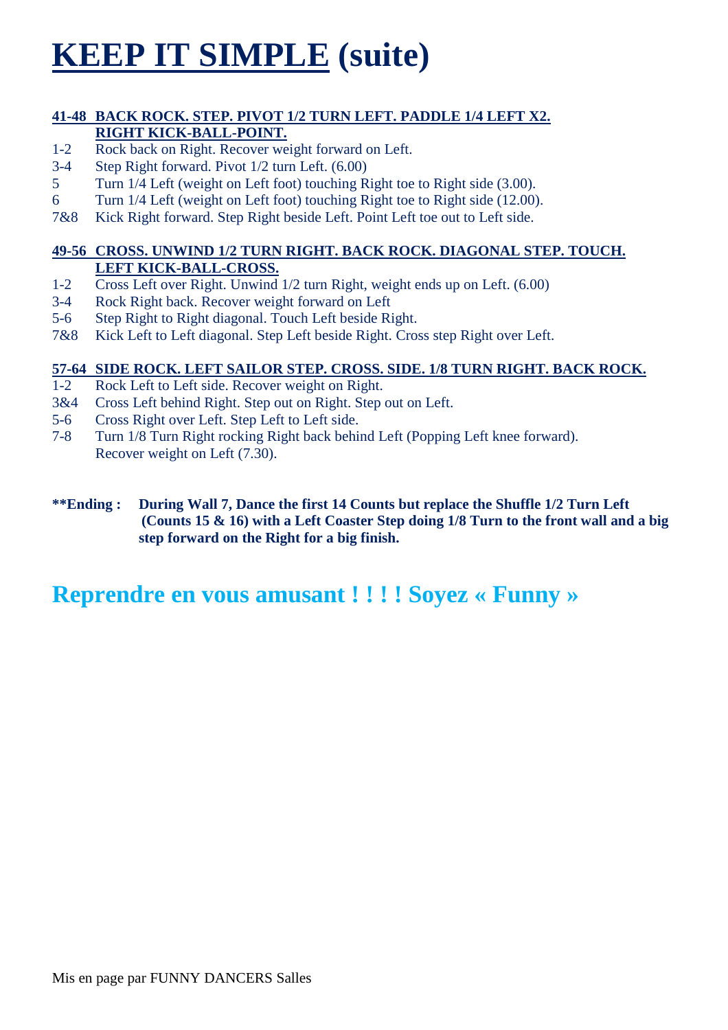# KEEP IT SIMPLE (suite)

**41-48 BACK ROCK. STEP. PIVOT 1/2 TURN LEFT. PADDLE 1/4 LEFT X2. RIGHT KICK-BALL-POINT.**

1-2 Rock back on Right. Recover weight forward on Left.
3-4 Step Right forward. Pivot 1/2 turn Left. (6.00)
5 Turn 1/4 Left (weight on Left foot) touching Right toe to Right side (3.00).
6 Turn 1/4 Left (weight on Left foot) touching Right toe to Right side (12.00).
7&8 Kick Right forward. Step Right beside Left. Point Left toe out to Left side.

**49-56 CROSS. UNWIND 1/2 TURN RIGHT. BACK ROCK. DIAGONAL STEP. TOUCH. LEFT KICK-BALL-CROSS.**

1-2 Cross Left over Right. Unwind 1/2 turn Right, weight ends up on Left. (6.00)
3-4 Rock Right back. Recover weight forward on Left
5-6 Step Right to Right diagonal. Touch Left beside Right.
7&8 Kick Left to Left diagonal. Step Left beside Right. Cross step Right over Left.

**57-64 SIDE ROCK. LEFT SAILOR STEP. CROSS. SIDE. 1/8 TURN RIGHT. BACK ROCK.**

1-2 Rock Left to Left side. Recover weight on Right.
3&4 Cross Left behind Right. Step out on Right. Step out on Left.
5-6 Cross Right over Left. Step Left to Left side.
7-8 Turn 1/8 Turn Right rocking Right back behind Left (Popping Left knee forward). Recover weight on Left (7.30).

**Ending : During Wall 7, Dance the first 14 Counts but replace the Shuffle 1/2 Turn Left (Counts 15 & 16) with a Left Coaster Step doing 1/8 Turn to the front wall and a big step forward on the Right for a big finish.**

## Reprendre en vous amusant ! ! ! ! Soyez « Funny »

Mis en page par FUNNY DANCERS Salles